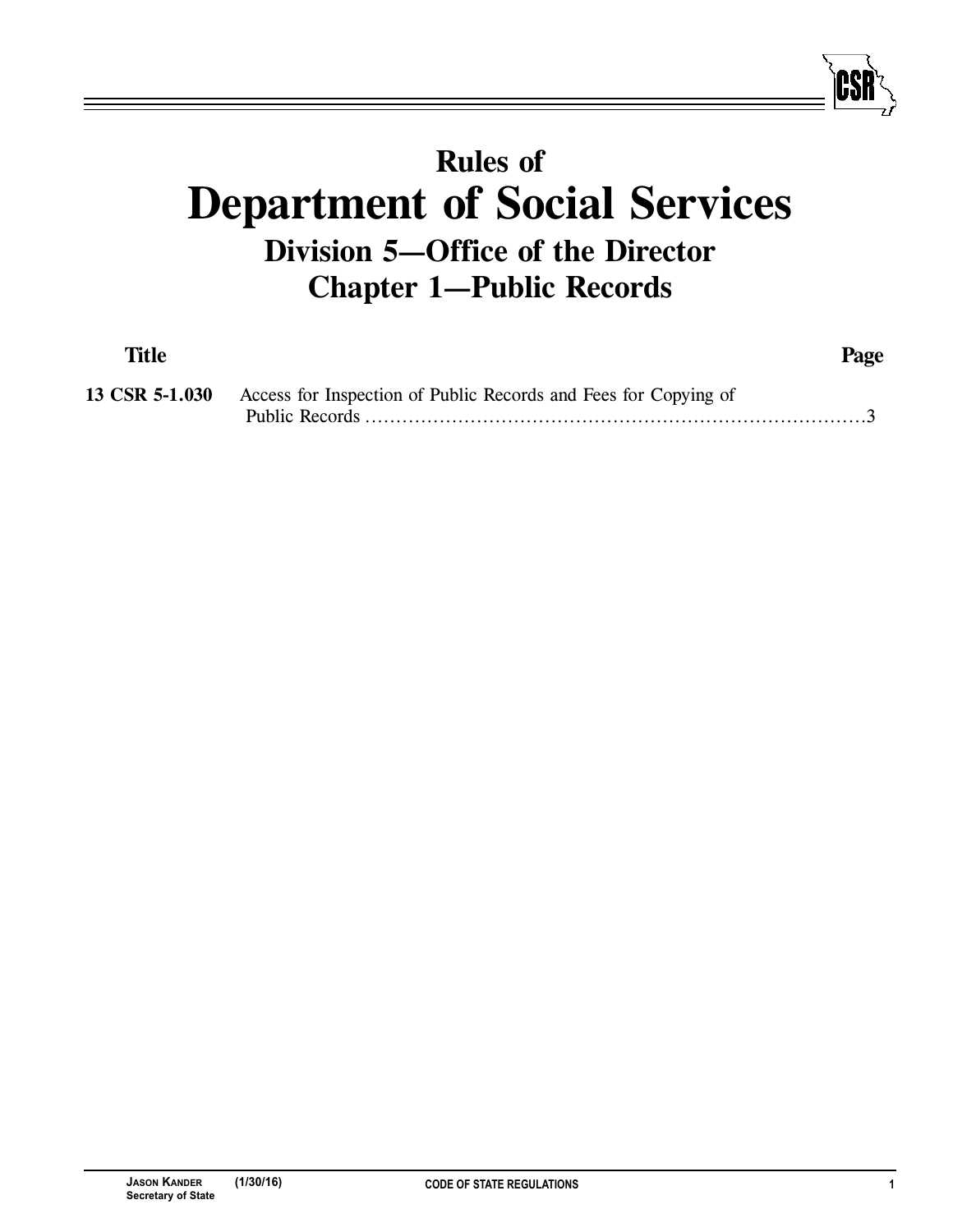# Rules of
# Department of Social Services
## Division 5—Office of the Director
## Chapter 1—Public Records

| Title | | Page |
|---|---|---|
| **13 CSR 5-1.030** | Access for Inspection of Public Records and Fees for Copying of Public Records | 3 |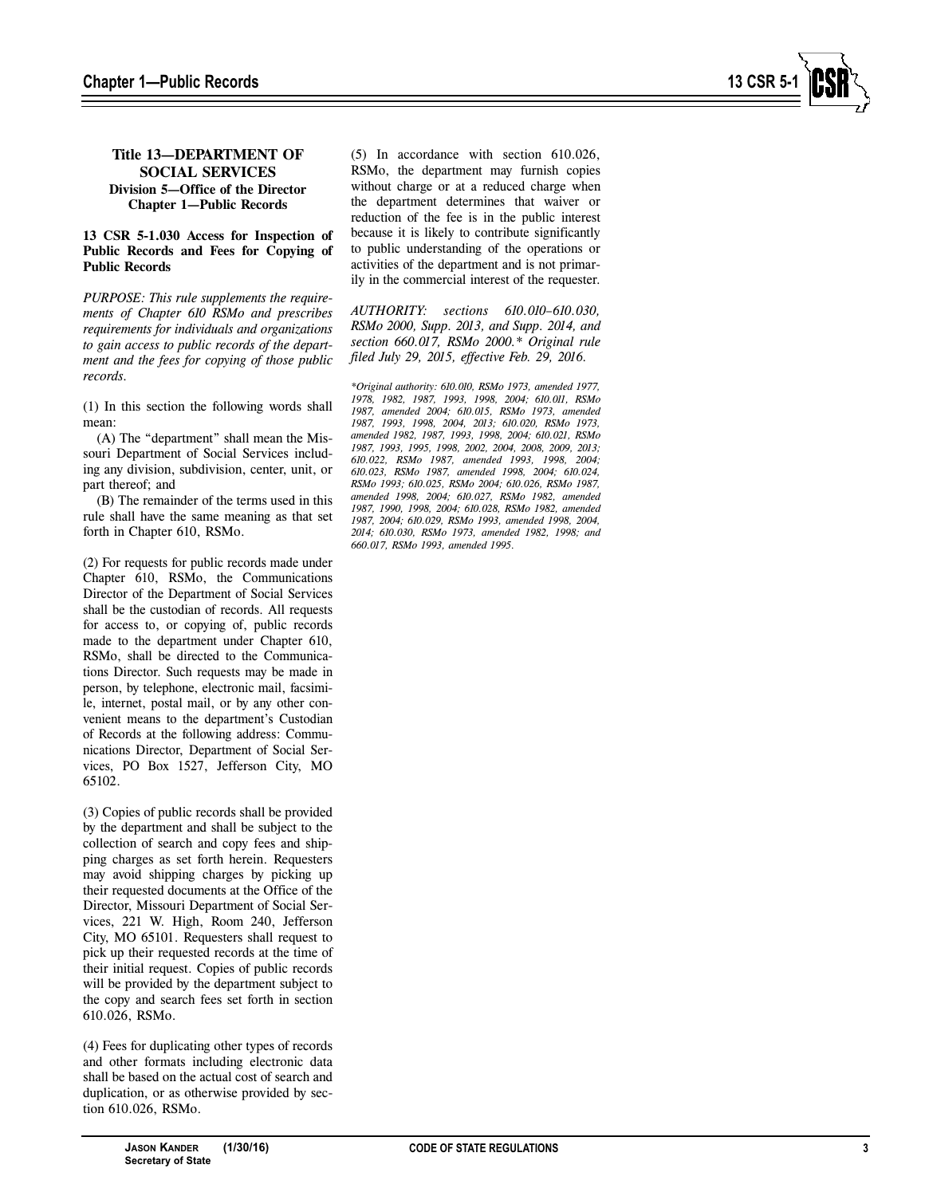### Title 13—DEPARTMENT OF SOCIAL SERVICES
### Division 5—Office of the Director
### Chapter 1—Public Records

**13 CSR 5-1.030 Access for Inspection of Public Records and Fees for Copying of Public Records**

*PURPOSE: This rule supplements the requirements of Chapter 610 RSMo and prescribes requirements for individuals and organizations to gain access to public records of the department and the fees for copying of those public records.*

(1) In this section the following words shall mean:

(A) The "department" shall mean the Missouri Department of Social Services including any division, subdivision, center, unit, or part thereof; and

(B) The remainder of the terms used in this rule shall have the same meaning as that set forth in Chapter 610, RSMo.

(2) For requests for public records made under Chapter 610, RSMo, the Communications Director of the Department of Social Services shall be the custodian of records. All requests for access to, or copying of, public records made to the department under Chapter 610, RSMo, shall be directed to the Communications Director. Such requests may be made in person, by telephone, electronic mail, facsimile, internet, postal mail, or by any other convenient means to the department's Custodian of Records at the following address: Communications Director, Department of Social Services, PO Box 1527, Jefferson City, MO 65102.

(3) Copies of public records shall be provided by the department and shall be subject to the collection of search and copy fees and shipping charges as set forth herein. Requesters may avoid shipping charges by picking up their requested documents at the Office of the Director, Missouri Department of Social Services, 221 W. High, Room 240, Jefferson City, MO 65101. Requesters shall request to pick up their requested records at the time of their initial request. Copies of public records will be provided by the department subject to the copy and search fees set forth in section 610.026, RSMo.

(4) Fees for duplicating other types of records and other formats including electronic data shall be based on the actual cost of search and duplication, or as otherwise provided by section 610.026, RSMo.

(5) In accordance with section 610.026, RSMo, the department may furnish copies without charge or at a reduced charge when the department determines that waiver or reduction of the fee is in the public interest because it is likely to contribute significantly to public understanding of the operations or activities of the department and is not primarily in the commercial interest of the requester.

*AUTHORITY: sections 610.010–610.030, RSMo 2000, Supp. 2013, and Supp. 2014, and section 660.017, RSMo 2000.\* Original rule filed July 29, 2015, effective Feb. 29, 2016.*

*\*Original authority: 610.010, RSMo 1973, amended 1977, 1978, 1982, 1987, 1993, 1998, 2004; 610.011, RSMo 1987, amended 2004; 610.015, RSMo 1973, amended 1987, 1993, 1998, 2004, 2013; 610.020, RSMo 1973, amended 1982, 1987, 1993, 1998, 2004; 610.021, RSMo 1987, 1993, 1995, 1998, 2002, 2004, 2008, 2009, 2013; 610.022, RSMo 1987, amended 1993, 1998, 2004; 610.023, RSMo 1987, amended 1998, 2004; 610.024, RSMo 1993; 610.025, RSMo 2004; 610.026, RSMo 1987, amended 1998, 2004; 610.027, RSMo 1982, amended 1987, 1990, 1998, 2004; 610.028, RSMo 1982, amended 1987, 2004; 610.029, RSMo 1993, amended 1998, 2004, 2014; 610.030, RSMo 1973, amended 1982, 1998; and 660.017, RSMo 1993, amended 1995.*